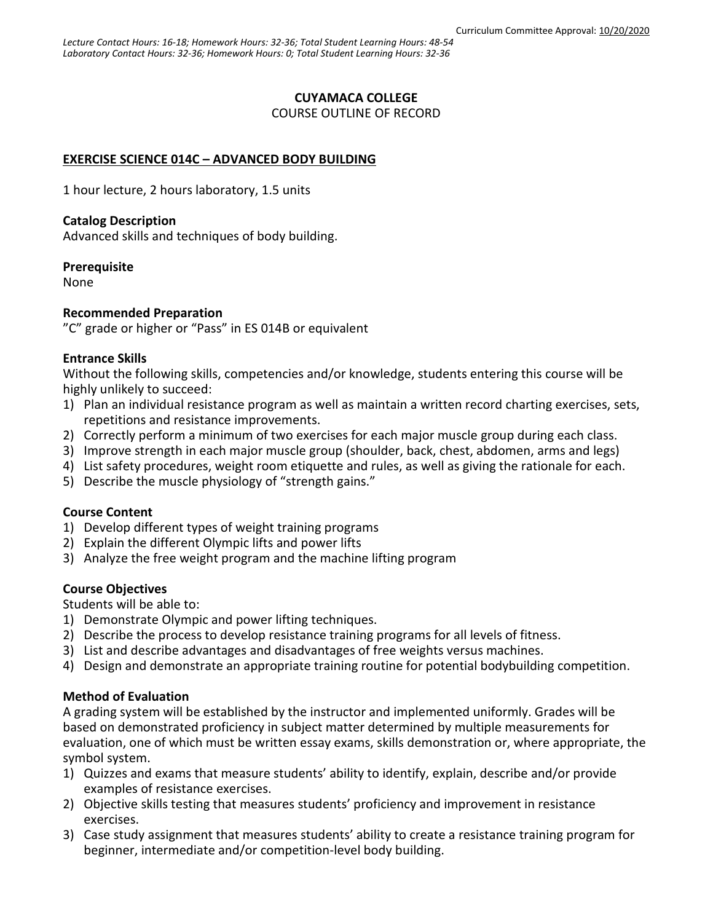Curriculum Committee Approval: 10/20/2020

*Lecture Contact Hours: 16-18; Homework Hours: 32-36; Total Student Learning Hours: 48-54*
*Laboratory Contact Hours: 32-36; Homework Hours: 0; Total Student Learning Hours: 32-36*

**CUYAMACA COLLEGE**
COURSE OUTLINE OF RECORD

**EXERCISE SCIENCE 014C – ADVANCED BODY BUILDING**

1 hour lecture, 2 hours laboratory, 1.5 units

**Catalog Description**
Advanced skills and techniques of body building.

**Prerequisite**
None

**Recommended Preparation**
"C" grade or higher or "Pass" in ES 014B or equivalent

**Entrance Skills**
Without the following skills, competencies and/or knowledge, students entering this course will be highly unlikely to succeed:

1) Plan an individual resistance program as well as maintain a written record charting exercises, sets, repetitions and resistance improvements.
2) Correctly perform a minimum of two exercises for each major muscle group during each class.
3) Improve strength in each major muscle group (shoulder, back, chest, abdomen, arms and legs)
4) List safety procedures, weight room etiquette and rules, as well as giving the rationale for each.
5) Describe the muscle physiology of "strength gains."

**Course Content**

1) Develop different types of weight training programs
2) Explain the different Olympic lifts and power lifts
3) Analyze the free weight program and the machine lifting program

**Course Objectives**
Students will be able to:

1) Demonstrate Olympic and power lifting techniques.
2) Describe the process to develop resistance training programs for all levels of fitness.
3) List and describe advantages and disadvantages of free weights versus machines.
4) Design and demonstrate an appropriate training routine for potential bodybuilding competition.

**Method of Evaluation**
A grading system will be established by the instructor and implemented uniformly. Grades will be based on demonstrated proficiency in subject matter determined by multiple measurements for evaluation, one of which must be written essay exams, skills demonstration or, where appropriate, the symbol system.

1) Quizzes and exams that measure students' ability to identify, explain, describe and/or provide examples of resistance exercises.
2) Objective skills testing that measures students' proficiency and improvement in resistance exercises.
3) Case study assignment that measures students' ability to create a resistance training program for beginner, intermediate and/or competition-level body building.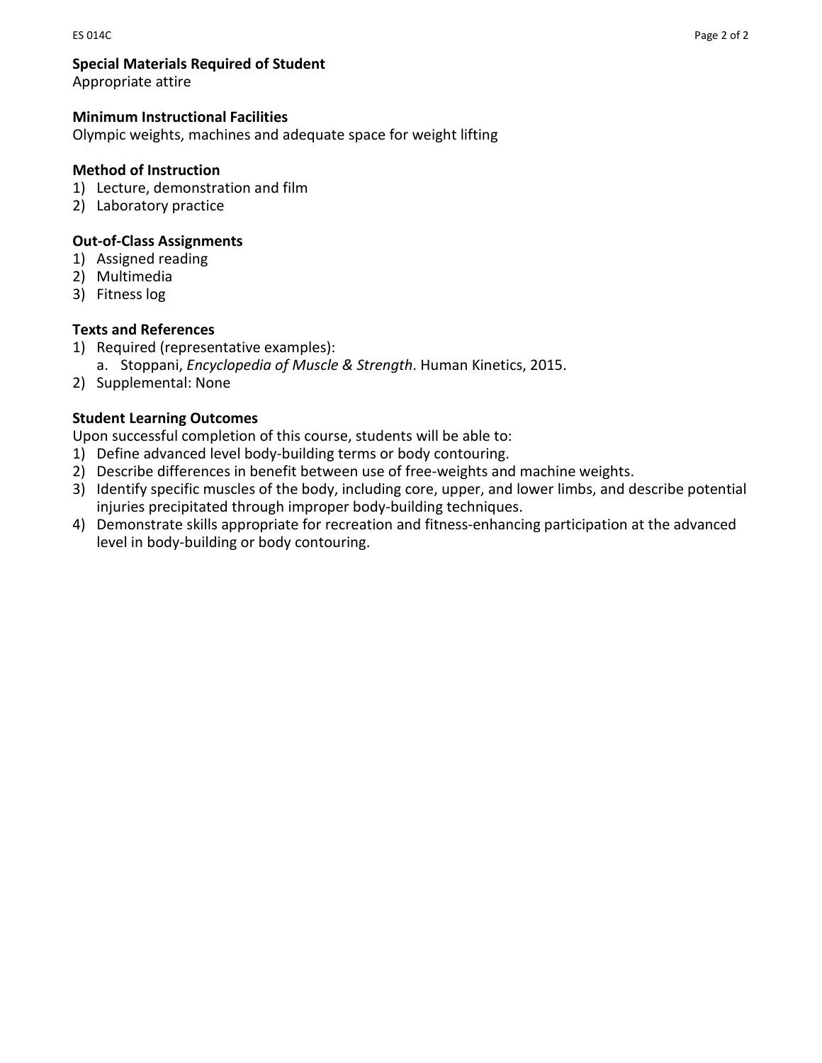**Special Materials Required of Student**
Appropriate attire

**Minimum Instructional Facilities**
Olympic weights, machines and adequate space for weight lifting

**Method of Instruction**
1) Lecture, demonstration and film
2) Laboratory practice

**Out-of-Class Assignments**
1) Assigned reading
2) Multimedia
3) Fitness log

**Texts and References**
1) Required (representative examples):
   a. Stoppani, *Encyclopedia of Muscle & Strength*. Human Kinetics, 2015.
2) Supplemental: None

**Student Learning Outcomes**
Upon successful completion of this course, students will be able to:
1) Define advanced level body-building terms or body contouring.
2) Describe differences in benefit between use of free-weights and machine weights.
3) Identify specific muscles of the body, including core, upper, and lower limbs, and describe potential injuries precipitated through improper body-building techniques.
4) Demonstrate skills appropriate for recreation and fitness-enhancing participation at the advanced level in body-building or body contouring.